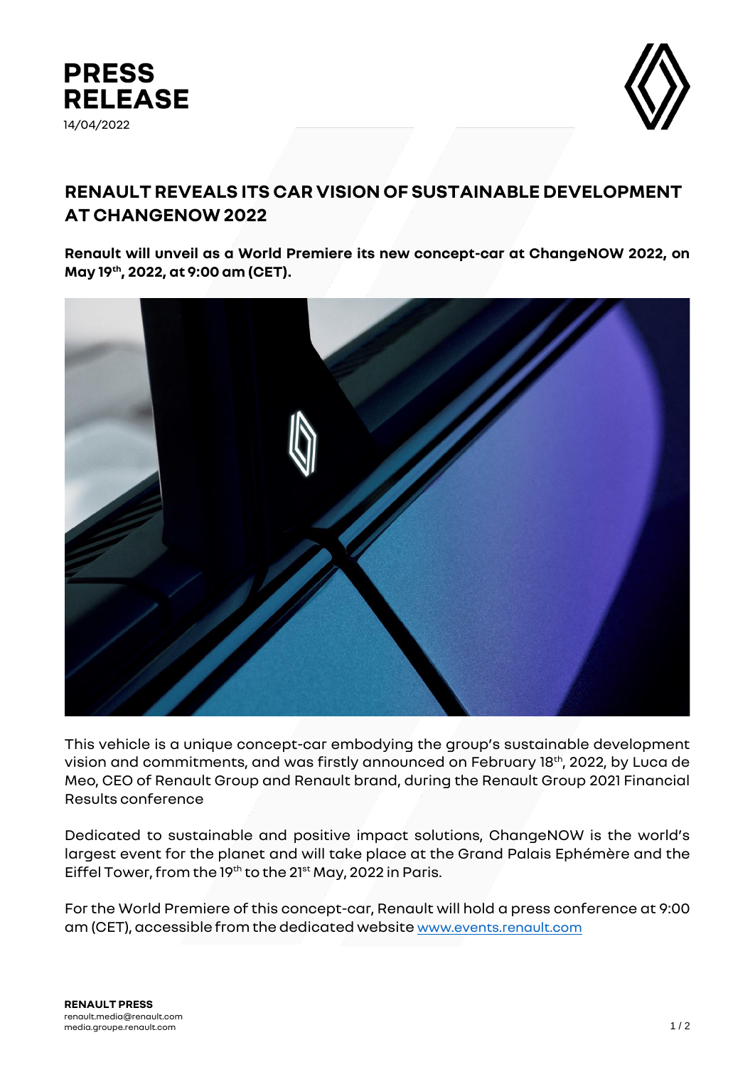# PRESS RELEASE

14/04/2022

## RENAULT REVEALS ITS CAR VISION OF SUSTAINABLE DEVELOPMENT AT CHANGENOW 2022

**Renault will unveil as a World Premiere its new concept-car at ChangeNOW 2022, on May 19th, 2022, at 9:00 am (CET).**

This vehicle is a unique concept-car embodying the group's sustainable development vision and commitments, and was firstly announced on February 18th, 2022, by Luca de Meo, CEO of Renault Group and Renault brand, during the Renault Group 2021 Financial Results conference

Dedicated to sustainable and positive impact solutions, ChangeNOW is the world's largest event for the planet and will take place at the Grand Palais Ephémère and the Eiffel Tower, from the 19th to the 21st May, 2022 in Paris.

For the World Premiere of this concept-car, Renault will hold a press conference at 9:00 am (CET), accessible from the dedicated website www.events.renault.com

**RENAULT PRESS**
renault.media@renault.com
media.groupe.renault.com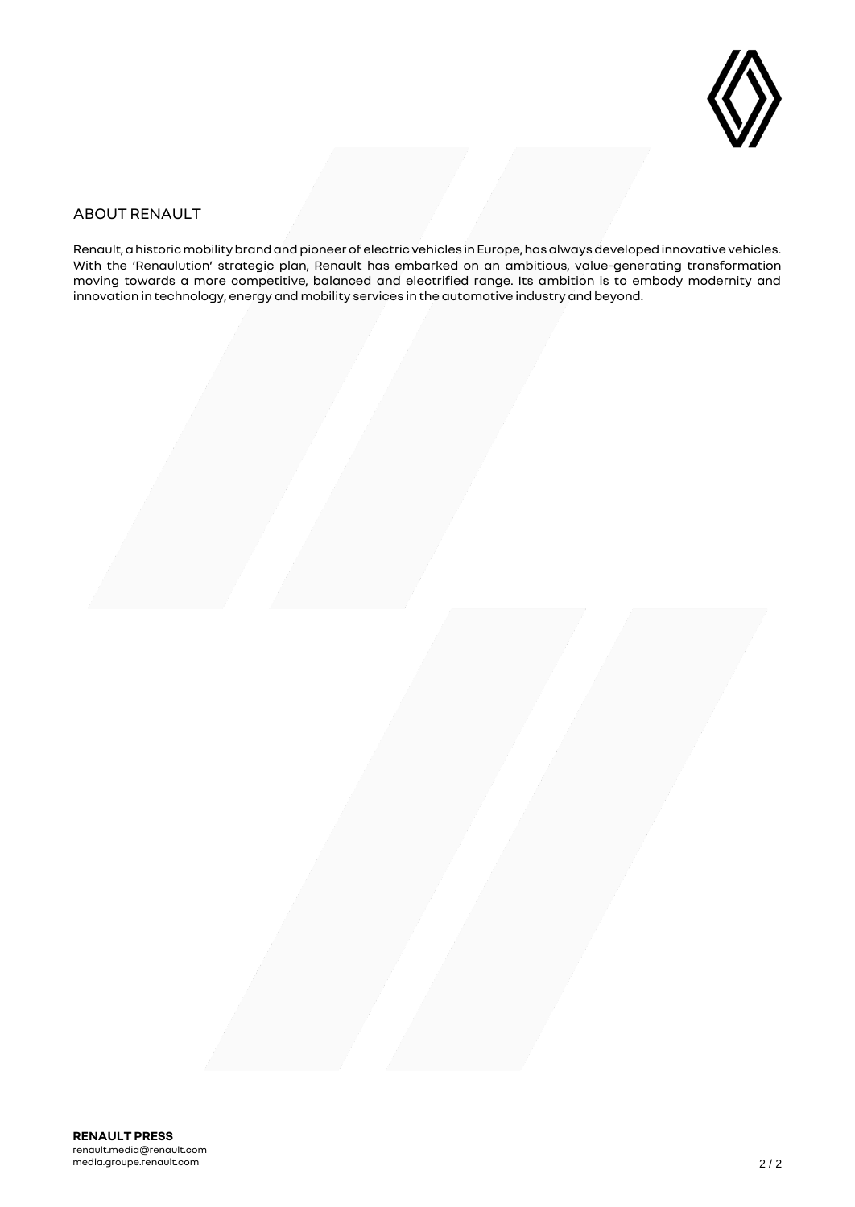## ABOUT RENAULT

Renault, a historic mobility brand and pioneer of electric vehicles in Europe, has always developed innovative vehicles. With the 'Renaulution' strategic plan, Renault has embarked on an ambitious, value-generating transformation moving towards a more competitive, balanced and electrified range. Its ambition is to embody modernity and innovation in technology, energy and mobility services in the automotive industry and beyond.

**RENAULT PRESS**
renault.media@renault.com
media.groupe.renault.com